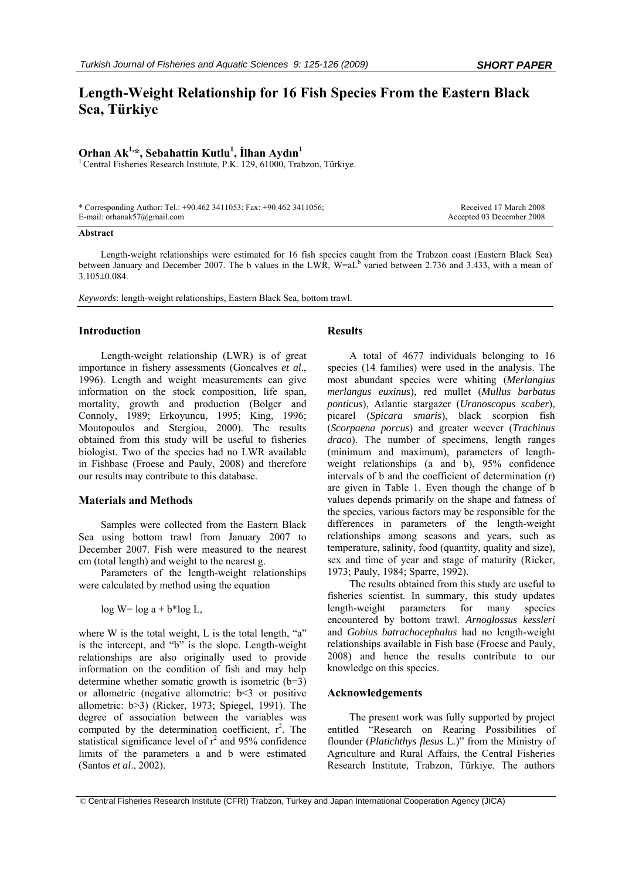# Length-Weight Relationship for 16 Fish Species From the Eastern Black Sea, Türkiye

**Orhan Ak[1,*], Sebahattin Kutlu[1], İlhan Aydın[1]**

[1] Central Fisheries Research Institute, P.K. 129, 61000, Trabzon, Türkiye.

* Corresponding Author: Tel.: +90.462 3411053; Fax: +90.462 3411056; E-mail: orhanak57@gmail.com

Received 17 March 2008
Accepted 03 December 2008

### Abstract

Length-weight relationships were estimated for 16 fish species caught from the Trabzon coast (Eastern Black Sea) between January and December 2007. The b values in the LWR, $W=aL^b$ varied between 2.736 and 3.433, with a mean of 3.105±0.084.

*Keywords*: length-weight relationships, Eastern Black Sea, bottom trawl.

## Introduction

Length-weight relationship (LWR) is of great importance in fishery assessments (Goncalves *et al*., 1996). Length and weight measurements can give information on the stock composition, life span, mortality, growth and production (Bolger and Connoly, 1989; Erkoyuncu, 1995; King, 1996; Moutopoulos and Stergiou, 2000). The results obtained from this study will be useful to fisheries biologist. Two of the species had no LWR available in Fishbase (Froese and Pauly, 2008) and therefore our results may contribute to this database.

## Materials and Methods

Samples were collected from the Eastern Black Sea using bottom trawl from January 2007 to December 2007. Fish were measured to the nearest cm (total length) and weight to the nearest g.

Parameters of the length-weight relationships were calculated by method using the equation

$$\log W = \log a + b*\log L,$$

where W is the total weight, L is the total length, "a" is the intercept, and "b" is the slope. Length-weight relationships are also originally used to provide information on the condition of fish and may help determine whether somatic growth is isometric (b=3) or allometric (negative allometric: b<3 or positive allometric: b>3) (Ricker, 1973; Spiegel, 1991). The degree of association between the variables was computed by the determination coefficient, $r^2$. The statistical significance level of $r^2$ and 95% confidence limits of the parameters a and b were estimated (Santos *et al*., 2002).

## Results

A total of 4677 individuals belonging to 16 species (14 families) were used in the analysis. The most abundant species were whiting (*Merlangius merlangus euxinus*), red mullet (*Mullus barbatus ponticus*), Atlantic stargazer (*Uranoscopus scaber*), picarel (*Spicara smaris*), black scorpion fish (*Scorpaena porcus*) and greater weever (*Trachinus draco*). The number of specimens, length ranges (minimum and maximum), parameters of length-weight relationships (a and b), 95% confidence intervals of b and the coefficient of determination (r) are given in Table 1. Even though the change of b values depends primarily on the shape and fatness of the species, various factors may be responsible for the differences in parameters of the length-weight relationships among seasons and years, such as temperature, salinity, food (quantity, quality and size), sex and time of year and stage of maturity (Ricker, 1973; Pauly, 1984; Sparre, 1992).

The results obtained from this study are useful to fisheries scientist. In summary, this study updates length-weight parameters for many species encountered by bottom trawl. *Arnoglossus kessleri* and *Gobius batrachocephalus* had no length-weight relationships available in Fish base (Froese and Pauly, 2008) and hence the results contribute to our knowledge on this species.

## Acknowledgements

The present work was fully supported by project entitled "Research on Rearing Possibilities of flounder (*Platichthys flesus* L.)" from the Ministry of Agriculture and Rural Affairs, the Central Fisheries Research Institute, Trabzon, Türkiye. The authors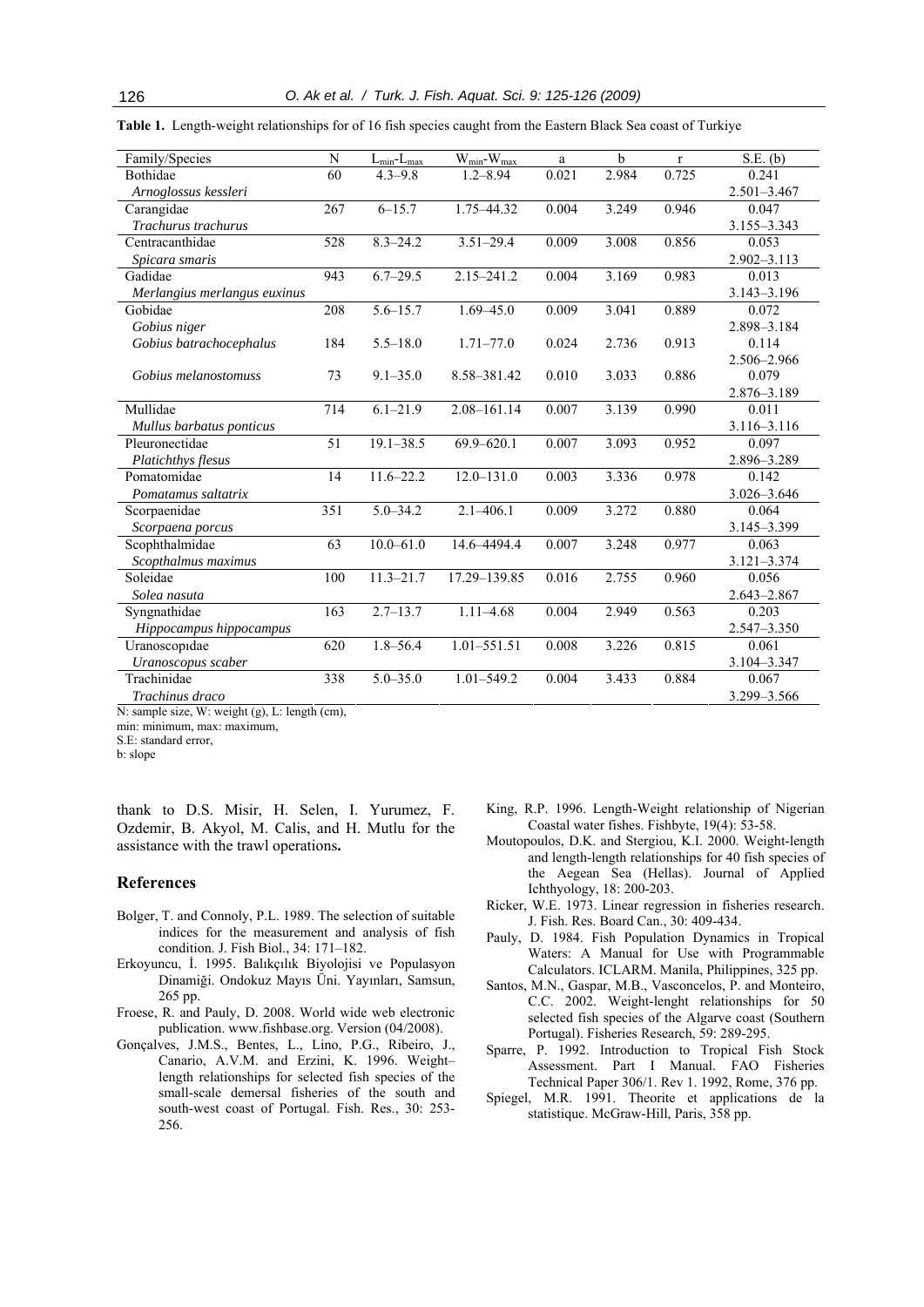**Table 1.** Length-weight relationships for of 16 fish species caught from the Eastern Black Sea coast of Turkiye

| Family/Species | N | $L_{min}$-$L_{max}$ | $W_{min}$-$W_{max}$ | a | b | r | S.E. (b) |
|---|---|---|---|---|---|---|---|
| Bothidae | 60 | 4.3–9.8 | 1.2–8.94 | 0.021 | 2.984 | 0.725 | 0.241 |
| *Arnoglossus kessleri* | | | | | | | 2.501–3.467 |
| Carangidae | 267 | 6–15.7 | 1.75–44.32 | 0.004 | 3.249 | 0.946 | 0.047 |
| *Trachurus trachurus* | | | | | | | 3.155–3.343 |
| Centracanthidae | 528 | 8.3–24.2 | 3.51–29.4 | 0.009 | 3.008 | 0.856 | 0.053 |
| *Spicara smaris* | | | | | | | 2.902–3.113 |
| Gadidae | 943 | 6.7–29.5 | 2.15–241.2 | 0.004 | 3.169 | 0.983 | 0.013 |
| *Merlangius merlangus euxinus* | | | | | | | 3.143–3.196 |
| Gobidae | 208 | 5.6–15.7 | 1.69–45.0 | 0.009 | 3.041 | 0.889 | 0.072 |
| *Gobius niger* | | | | | | | 2.898–3.184 |
| *Gobius batrachocephalus* | 184 | 5.5–18.0 | 1.71–77.0 | 0.024 | 2.736 | 0.913 | 0.114 |
| | | | | | | | 2.506–2.966 |
| *Gobius melanostomuss* | 73 | 9.1–35.0 | 8.58–381.42 | 0.010 | 3.033 | 0.886 | 0.079 |
| | | | | | | | 2.876–3.189 |
| Mullidae | 714 | 6.1–21.9 | 2.08–161.14 | 0.007 | 3.139 | 0.990 | 0.011 |
| *Mullus barbatus ponticus* | | | | | | | 3.116–3.116 |
| Pleuronectidae | 51 | 19.1–38.5 | 69.9–620.1 | 0.007 | 3.093 | 0.952 | 0.097 |
| *Platichthys flesus* | | | | | | | 2.896–3.289 |
| Pomatomidae | 14 | 11.6–22.2 | 12.0–131.0 | 0.003 | 3.336 | 0.978 | 0.142 |
| *Pomatamus saltatrix* | | | | | | | 3.026–3.646 |
| Scorpaenidae | 351 | 5.0–34.2 | 2.1–406.1 | 0.009 | 3.272 | 0.880 | 0.064 |
| *Scorpaena porcus* | | | | | | | 3.145–3.399 |
| Scophthalmidae | 63 | 10.0–61.0 | 14.6–4494.4 | 0.007 | 3.248 | 0.977 | 0.063 |
| *Scopthalmus maximus* | | | | | | | 3.121–3.374 |
| Soleidae | 100 | 11.3–21.7 | 17.29–139.85 | 0.016 | 2.755 | 0.960 | 0.056 |
| *Solea nasuta* | | | | | | | 2.643–2.867 |
| Syngnathidae | 163 | 2.7–13.7 | 1.11–4.68 | 0.004 | 2.949 | 0.563 | 0.203 |
| *Hippocampus hippocampus* | | | | | | | 2.547–3.350 |
| Uranoscopıdae | 620 | 1.8–56.4 | 1.01–551.51 | 0.008 | 3.226 | 0.815 | 0.061 |
| *Uranoscopus scaber* | | | | | | | 3.104–3.347 |
| Trachinidae | 338 | 5.0–35.0 | 1.01–549.2 | 0.004 | 3.433 | 0.884 | 0.067 |
| *Trachinus draco* | | | | | | | 3.299–3.566 |

N: sample size, W: weight (g), L: length (cm),
min: minimum, max: maximum,
S.E: standard error,
b: slope

thank to D.S. Misir, H. Selen, I. Yurumez, F. Ozdemir, B. Akyol, M. Calis, and H. Mutlu for the assistance with the trawl operations**.**

## References

Bolger, T. and Connoly, P.L. 1989. The selection of suitable indices for the measurement and analysis of fish condition. J. Fish Biol., 34: 171–182.

Erkoyuncu, İ. 1995. Balıkçılık Biyolojisi ve Populasyon Dinamiği. Ondokuz Mayıs Üni. Yayınları, Samsun, 265 pp.

Froese, R. and Pauly, D. 2008. World wide web electronic publication. www.fishbase.org. Version (04/2008).

Gonçalves, J.M.S., Bentes, L., Lino, P.G., Ribeiro, J., Canario, A.V.M. and Erzini, K. 1996. Weight–length relationships for selected fish species of the small-scale demersal fisheries of the south and south-west coast of Portugal. Fish. Res., 30: 253-256.

King, R.P. 1996. Length-Weight relationship of Nigerian Coastal water fishes. Fishbyte, 19(4): 53-58.

Moutopoulos, D.K. and Stergiou, K.I. 2000. Weight-length and length-length relationships for 40 fish species of the Aegean Sea (Hellas). Journal of Applied Ichthyology, 18: 200-203.

Ricker, W.E. 1973. Linear regression in fisheries research. J. Fish. Res. Board Can., 30: 409-434.

Pauly, D. 1984. Fish Population Dynamics in Tropical Waters: A Manual for Use with Programmable Calculators. ICLARM. Manila, Philippines, 325 pp.

Santos, M.N., Gaspar, M.B., Vasconcelos, P. and Monteiro, C.C. 2002. Weight-lenght relationships for 50 selected fish species of the Algarve coast (Southern Portugal). Fisheries Research, 59: 289-295.

Sparre, P. 1992. Introduction to Tropical Fish Stock Assessment. Part I Manual. FAO Fisheries Technical Paper 306/1. Rev 1. 1992, Rome, 376 pp.

Spiegel, M.R. 1991. Theorite et applications de la statistique. McGraw-Hill, Paris, 358 pp.